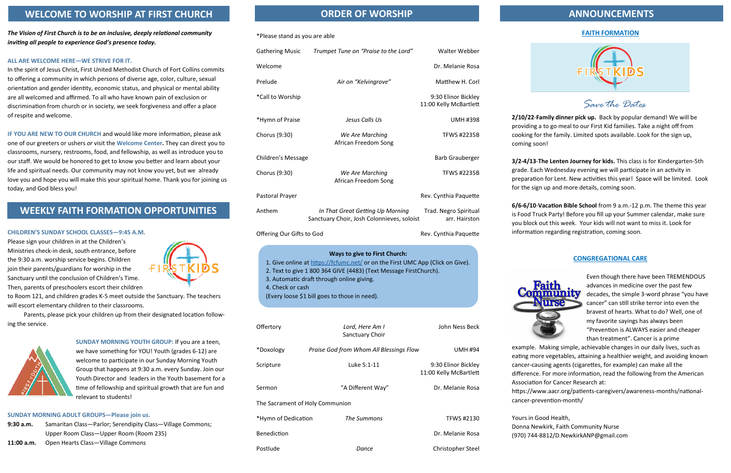## WELCOME TO WORSHIP AT FIRST CHURCH

***The Vision of First Church is to be an inclusive, deeply relational community inviting all people to experience God's presence today.***

**ALL ARE WELCOME HERE—WE STRIVE FOR IT.**

In the spirit of Jesus Christ, First United Methodist Church of Fort Collins commits to offering a community in which persons of diverse age, color, culture, sexual orientation and gender identity, economic status, and physical or mental ability are all welcomed and affirmed. To all who have known pain of exclusion or discrimination from church or in society, we seek forgiveness and offer a place of respite and welcome.

**IF YOU ARE NEW TO OUR CHURCH** and would like more information, please ask one of our greeters or ushers *or* visit the **Welcome Center**. They can direct you to classrooms, nursery, restrooms, food, and fellowship, as well as introduce you to our staff. We would be honored to get to know you better and learn about your life and spiritual needs. Our community may not know you yet, but we already love you and hope you will make this your spiritual home. Thank you for joining us today, and God bless you!

## WEEKLY FAITH FORMATION OPPORTUNITIES

**CHILDREN'S SUNDAY SCHOOL CLASSES—9:45 A.M.**

Please sign your children in at the Children's Ministries check-in desk, south entrance, before the 9:30 a.m. worship service begins. Children join their parents/guardians for worship in the Sanctuary until the conclusion of Children's Time. Then, parents of preschoolers escort their children to Room 121, and children grades K-5 meet outside the Sanctuary. The teachers will escort elementary children to their classrooms.

Parents, please pick your children up from their designated location following the service.

**SUNDAY MORNING YOUTH GROUP:** If you are a teen, we have something for YOU! Youth (grades 6-12) are welcome to participate in our Sunday Morning Youth Group that happens at 9:30 a.m. every Sunday. Join our Youth Director and leaders in the Youth basement for a time of fellowship and spiritual growth that are fun and relevant to students!

**SUNDAY MORNING ADULT GROUPS—Please join us.**

**9:30 a.m.** Samaritan Class—Parlor; Serendipity Class—Village Commons; Upper Room Class—Upper Room (Room 235)

**11:00 a.m.** Open Hearts Class—Village Commons

## ORDER OF WORSHIP

*Please stand as you are able

| | | |
|---|---|---|
| Gathering Music | *Trumpet Tune on "Praise to the Lord"* | Walter Webber |
| Welcome | | Dr. Melanie Rosa |
| Prelude | *Air on "Kelvingrove"* | Matthew H. Corl |
| *Call to Worship | | 9:30 Elinor Bickley<br>11:00 Kelly McBartlett |
| *Hymn of Praise | *Jesus Calls Us* | UMH #398 |
| Chorus (9:30) | *We Are Marching*<br>African Freedom Song | TFWS #2235B |
| Children's Message | | Barb Grauberger |
| Chorus (9:30) | *We Are Marching*<br>African Freedom Song | TFWS #2235B |
| Pastoral Prayer | | Rev. Cynthia Paquette |
| Anthem | *In That Great Getting Up Morning*<br>Sanctuary Choir, Josh Colonnieves, soloist | Trad. Negro Spiritual<br>arr. Hairston |
| Offering Our Gifts to God | | Rev. Cynthia Paquette |

**Ways to give to First Church:**

1. Give online at https://fcfumc.net/ or on the First UMC App (Click on Give).
2. Text to give 1 800 364 GIVE (4483) (Text Message FirstChurch).
3. Automatic draft through online giving.
4. Check or cash

(Every loose $1 bill goes to those in need).

| | | |
|---|---|---|
| Offertory | *Lord, Here Am I*<br>Sanctuary Choir | John Ness Beck |
| *Doxology | *Praise God from Whom All Blessings Flow* | UMH #94 |
| Scripture | Luke 5:1-11 | 9:30 Elinor Bickley<br>11:00 Kelly McBartlett |
| Sermon | "A Different Way" | Dr. Melanie Rosa |
| The Sacrament of Holy Communion | | |
| *Hymn of Dedication | *The Summons* | TFWS #2130 |
| Benediction | | Dr. Melanie Rosa |
| Postlude | *Dance* | Christopher Steel |

## ANNOUNCEMENTS

### FAITH FORMATION

*Save the Dates*

**2/10/22-Family dinner pick up.** Back by popular demand! We will be providing a to go meal to our First Kid families. Take a night off from cooking for the family. Limited spots available. Look for the sign up, coming soon!

**3/2-4/13-The Lenten Journey for kids.** This class is for Kindergarten-5th grade. Each Wednesday evening we will participate in an activity in preparation for Lent. New activities this year! Space will be limited. Look for the sign up and more details, coming soon.

**6/6-6/10-Vacation Bible School** from 9 a.m.-12 p.m. The theme this year is Food Truck Party! Before you fill up your Summer calendar, make sure you block out this week. Your kids will not want to miss it. Look for information regarding registration, coming soon.

### CONGREGATIONAL CARE

Even though there have been TREMENDOUS advances in medicine over the past few decades, the simple 3-word phrase "you have cancer" can still strike terror into even the bravest of hearts. What to do? Well, one of my favorite sayings has always been "Prevention is ALWAYS easier and cheaper than treatment". Cancer is a prime example. Making simple, achievable changes in our daily lives, such as eating more vegetables, attaining a healthier weight, and avoiding known cancer-causing agents (cigarettes, for example) can make all the difference. For more information, read the following from the American Association for Cancer Research at: https://www.aacr.org/patients-caregivers/awareness-months/national-cancer-prevention-month/

Yours in Good Health,
Donna Newkirk, Faith Community Nurse
(970) 744-8812/D.NewkirkANP@gmail.com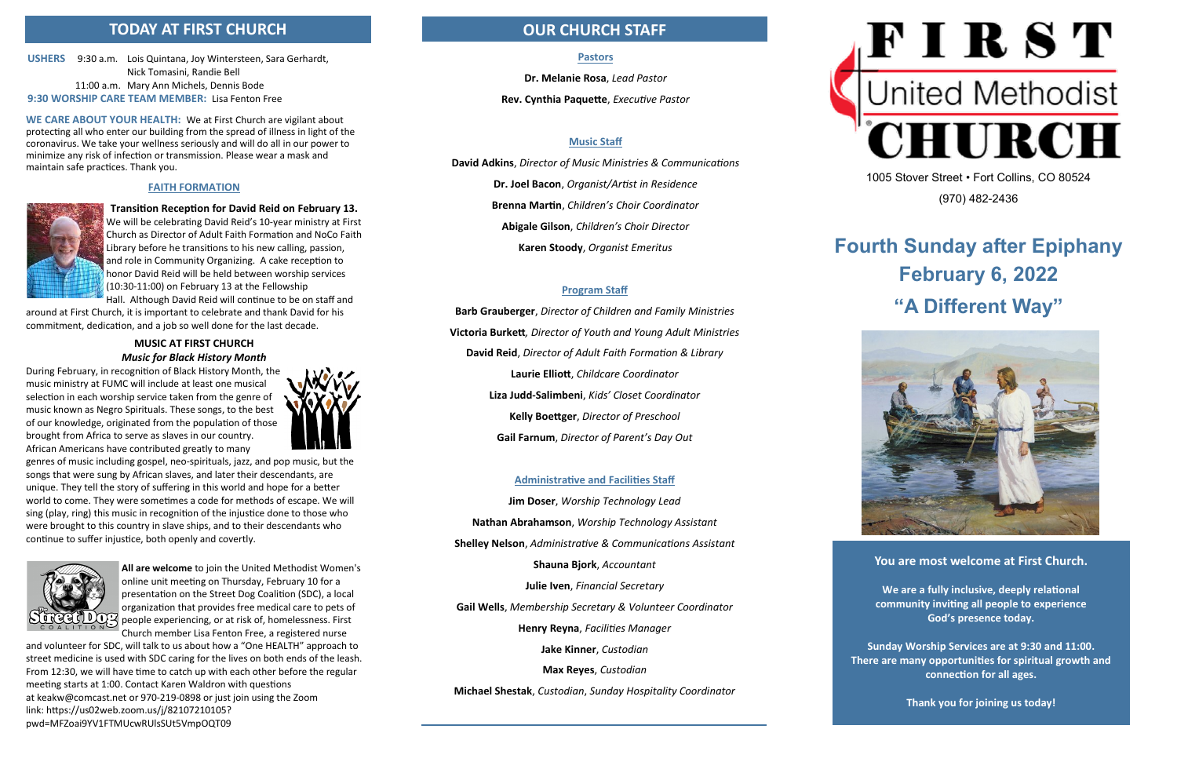## TODAY AT FIRST CHURCH

**USHERS** 9:30 a.m. Lois Quintana, Joy Wintersteen, Sara Gerhardt, Nick Tomasini, Randie Bell
11:00 a.m. Mary Ann Michels, Dennis Bode

**9:30 WORSHIP CARE TEAM MEMBER:** Lisa Fenton Free

**WE CARE ABOUT YOUR HEALTH:** We at First Church are vigilant about protecting all who enter our building from the spread of illness in light of the coronavirus. We take your wellness seriously and will do all in our power to minimize any risk of infection or transmission. Please wear a mask and maintain safe practices. Thank you.

### FAITH FORMATION

**Transition Reception for David Reid on February 13.** We will be celebrating David Reid's 10-year ministry at First Church as Director of Adult Faith Formation and NoCo Faith Library before he transitions to his new calling, passion, and role in Community Organizing. A cake reception to honor David Reid will be held between worship services (10:30-11:00) on February 13 at the Fellowship Hall. Although David Reid will continue to be on staff and around at First Church, it is important to celebrate and thank David for his commitment, dedication, and a job so well done for the last decade.

### MUSIC AT FIRST CHURCH

***Music for Black History Month***

During February, in recognition of Black History Month, the music ministry at FUMC will include at least one musical selection in each worship service taken from the genre of music known as Negro Spirituals. These songs, to the best of our knowledge, originated from the population of those brought from Africa to serve as slaves in our country. African Americans have contributed greatly to many genres of music including gospel, neo-spirituals, jazz, and pop music, but the songs that were sung by African slaves, and later their descendants, are unique. They tell the story of suffering in this world and hope for a better world to come. They were sometimes a code for methods of escape. We will sing (play, ring) this music in recognition of the injustice done to those who were brought to this country in slave ships, and to their descendants who continue to suffer injustice, both openly and covertly.

**All are welcome** to join the United Methodist Women's online unit meeting on Thursday, February 10 for a presentation on the Street Dog Coalition (SDC), a local organization that provides free medical care to pets of people experiencing, or at risk of, homelessness. First Church member Lisa Fenton Free, a registered nurse and volunteer for SDC, will talk to us about how a "One HEALTH" approach to street medicine is used with SDC caring for the lives on both ends of the leash. From 12:30, we will have time to catch up with each other before the regular meeting starts at 1:00. Contact Karen Waldron with questions at keakw@comcast.net or 970-219-0898 or just join using the Zoom link: https://us02web.zoom.us/j/82107210105?pwd=MFZoai9YV1FTMUcwRUlsSUt5VmpOQT09

## OUR CHURCH STAFF

### Pastors

**Dr. Melanie Rosa**, *Lead Pastor*

**Rev. Cynthia Paquette**, *Executive Pastor*

### Music Staff

**David Adkins**, *Director of Music Ministries & Communications*

**Dr. Joel Bacon**, *Organist/Artist in Residence*

**Brenna Martin**, *Children's Choir Coordinator*

**Abigale Gilson**, *Children's Choir Director*

**Karen Stoody**, *Organist Emeritus*

### Program Staff

**Barb Grauberger**, *Director of Children and Family Ministries*

**Victoria Burkett**, *Director of Youth and Young Adult Ministries*

**David Reid**, *Director of Adult Faith Formation & Library*

**Laurie Elliott**, *Childcare Coordinator*

**Liza Judd-Salimbeni**, *Kids' Closet Coordinator*

**Kelly Boettger**, *Director of Preschool*

**Gail Farnum**, *Director of Parent's Day Out*

### Administrative and Facilities Staff

**Jim Doser**, *Worship Technology Lead*

**Nathan Abrahamson**, *Worship Technology Assistant*

**Shelley Nelson**, *Administrative & Communications Assistant*

**Shauna Bjork**, *Accountant*

**Julie Iven**, *Financial Secretary*

**Gail Wells**, *Membership Secretary & Volunteer Coordinator*

**Henry Reyna**, *Facilities Manager*

**Jake Kinner**, *Custodian*

**Max Reyes**, *Custodian*

**Michael Shestak**, *Custodian*, *Sunday Hospitality Coordinator*

# FIRST United Methodist CHURCH

1005 Stover Street • Fort Collins, CO 80524

(970) 482-2436

# Fourth Sunday after Epiphany
# February 6, 2022
# "A Different Way"

**You are most welcome at First Church.**

**We are a fully inclusive, deeply relational community inviting all people to experience God's presence today.**

**Sunday Worship Services are at 9:30 and 11:00. There are many opportunities for spiritual growth and connection for all ages.**

**Thank you for joining us today!**